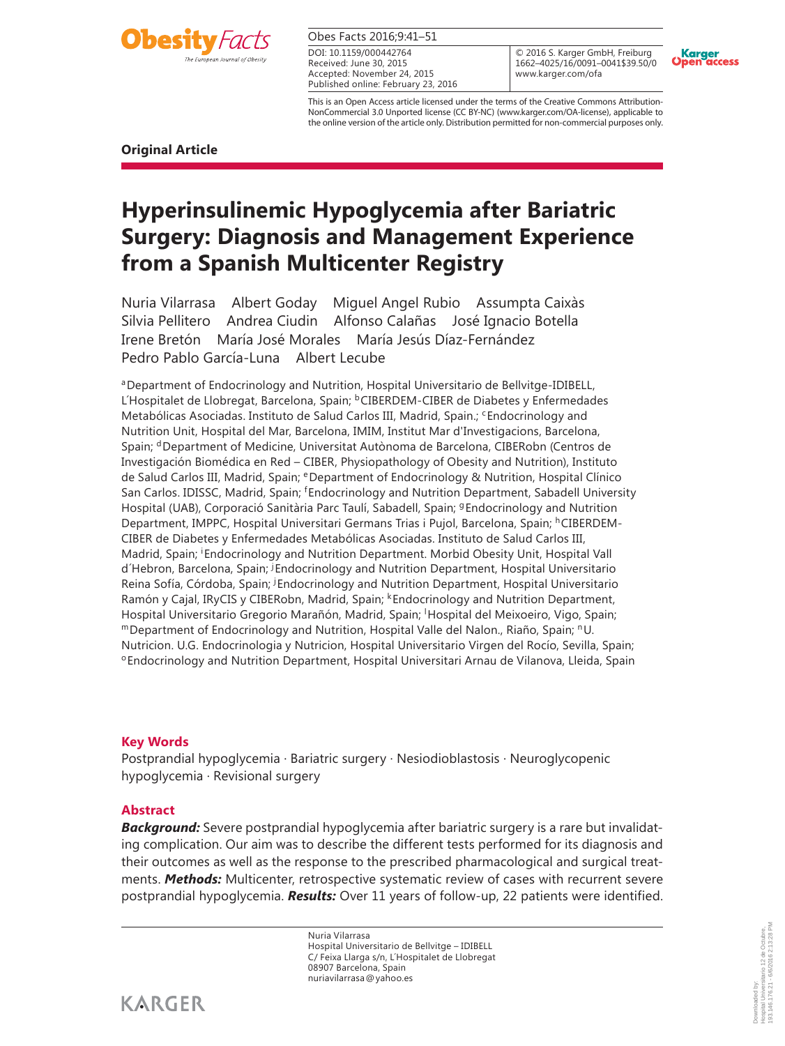Original Article

# Hyperinsulinemic Hypoglycemia after Bariatric Surgery: Diagnosis and Management Experience from a Spanish Multicenter Registry

Nuria Vilarrasa   Albert Goday   Miguel Angel Rubio   Assumpta Caixàs   Silvia Pellitero   Andrea Ciudin   Alfonso Calañas   José Ignacio Botella   Irene Bretón   María José Morales   María Jesús Díaz-Fernández   Pedro Pablo García-Luna   Albert Lecube

[a]Department of Endocrinology and Nutrition, Hospital Universitario de Bellvitge-IDIBELL, L´Hospitalet de Llobregat, Barcelona, Spain; [b]CIBERDEM-CIBER de Diabetes y Enfermedades Metabólicas Asociadas. Instituto de Salud Carlos III, Madrid, Spain.; [c]Endocrinology and Nutrition Unit, Hospital del Mar, Barcelona, IMIM, Institut Mar d'Investigacions, Barcelona, Spain; [d]Department of Medicine, Universitat Autònoma de Barcelona, CIBERobn (Centros de Investigación Biomédica en Red – CIBER, Physiopathology of Obesity and Nutrition), Instituto de Salud Carlos III, Madrid, Spain; [e]Department of Endocrinology & Nutrition, Hospital Clínico San Carlos. IDISSC, Madrid, Spain; [f]Endocrinology and Nutrition Department, Sabadell University Hospital (UAB), Corporació Sanitària Parc Taulí, Sabadell, Spain; [g]Endocrinology and Nutrition Department, IMPPC, Hospital Universitari Germans Trias i Pujol, Barcelona, Spain; [h]CIBERDEM-CIBER de Diabetes y Enfermedades Metabólicas Asociadas. Instituto de Salud Carlos III, Madrid, Spain; [i]Endocrinology and Nutrition Department. Morbid Obesity Unit, Hospital Vall d´Hebron, Barcelona, Spain; [j]Endocrinology and Nutrition Department, Hospital Universitario Reina Sofía, Córdoba, Spain; [j]Endocrinology and Nutrition Department, Hospital Universitario Ramón y Cajal, IRyCIS y CIBERobn, Madrid, Spain; [k]Endocrinology and Nutrition Department, Hospital Universitario Gregorio Marañón, Madrid, Spain; [l]Hospital del Meixoeiro, Vigo, Spain; [m]Department of Endocrinology and Nutrition, Hospital Valle del Nalon., Riaño, Spain; [n]U. Nutricion. U.G. Endocrinologia y Nutricion, Hospital Universitario Virgen del Rocío, Sevilla, Spain; [o]Endocrinology and Nutrition Department, Hospital Universitari Arnau de Vilanova, Lleida, Spain

## Key Words

Postprandial hypoglycemia · Bariatric surgery · Nesiodioblastosis · Neuroglycopenic hypoglycemia · Revisional surgery

## Abstract

***Background:*** Severe postprandial hypoglycemia after bariatric surgery is a rare but invalidating complication. Our aim was to describe the different tests performed for its diagnosis and their outcomes as well as the response to the prescribed pharmacological and surgical treatments. ***Methods:*** Multicenter, retrospective systematic review of cases with recurrent severe postprandial hypoglycemia. ***Results:*** Over 11 years of follow-up, 22 patients were identified.

Nuria Vilarrasa
Hospital Universitario de Bellvitge – IDIBELL
C/ Feixa Llarga s/n, L´Hospitalet de Llobregat
08907 Barcelona, Spain
nuriavilarrasa@yahoo.es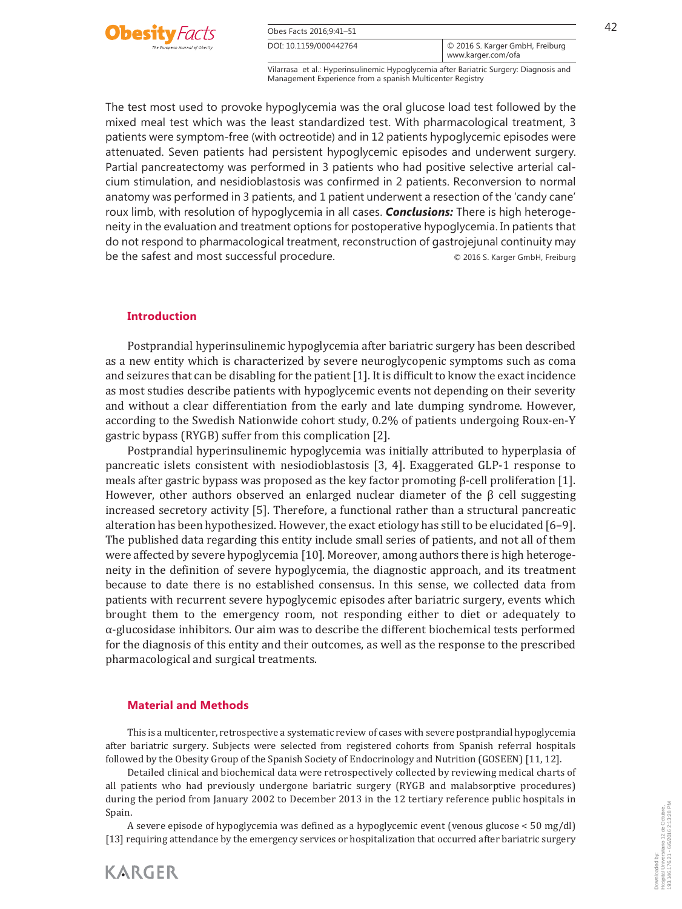The test most used to provoke hypoglycemia was the oral glucose load test followed by the mixed meal test which was the least standardized test. With pharmacological treatment, 3 patients were symptom-free (with octreotide) and in 12 patients hypoglycemic episodes were attenuated. Seven patients had persistent hypoglycemic episodes and underwent surgery. Partial pancreatectomy was performed in 3 patients who had positive selective arterial calcium stimulation, and nesidioblastosis was confirmed in 2 patients. Reconversion to normal anatomy was performed in 3 patients, and 1 patient underwent a resection of the 'candy cane' roux limb, with resolution of hypoglycemia in all cases. ***Conclusions:*** There is high heterogeneity in the evaluation and treatment options for postoperative hypoglycemia. In patients that do not respond to pharmacological treatment, reconstruction of gastrojejunal continuity may be the safest and most successful procedure. © 2016 S. Karger GmbH, Freiburg

## Introduction

Postprandial hyperinsulinemic hypoglycemia after bariatric surgery has been described as a new entity which is characterized by severe neuroglycopenic symptoms such as coma and seizures that can be disabling for the patient [1]. It is difficult to know the exact incidence as most studies describe patients with hypoglycemic events not depending on their severity and without a clear differentiation from the early and late dumping syndrome. However, according to the Swedish Nationwide cohort study, 0.2% of patients undergoing Roux-en-Y gastric bypass (RYGB) suffer from this complication [2].

Postprandial hyperinsulinemic hypoglycemia was initially attributed to hyperplasia of pancreatic islets consistent with nesiodioblastosis [3, 4]. Exaggerated GLP-1 response to meals after gastric bypass was proposed as the key factor promoting β-cell proliferation [1]. However, other authors observed an enlarged nuclear diameter of the β cell suggesting increased secretory activity [5]. Therefore, a functional rather than a structural pancreatic alteration has been hypothesized. However, the exact etiology has still to be elucidated [6–9]. The published data regarding this entity include small series of patients, and not all of them were affected by severe hypoglycemia [10]. Moreover, among authors there is high heterogeneity in the definition of severe hypoglycemia, the diagnostic approach, and its treatment because to date there is no established consensus. In this sense, we collected data from patients with recurrent severe hypoglycemic episodes after bariatric surgery, events which brought them to the emergency room, not responding either to diet or adequately to α-glucosidase inhibitors. Our aim was to describe the different biochemical tests performed for the diagnosis of this entity and their outcomes, as well as the response to the prescribed pharmacological and surgical treatments.

## Material and Methods

This is a multicenter, retrospective a systematic review of cases with severe postprandial hypoglycemia after bariatric surgery. Subjects were selected from registered cohorts from Spanish referral hospitals followed by the Obesity Group of the Spanish Society of Endocrinology and Nutrition (GOSEEN) [11, 12].

Detailed clinical and biochemical data were retrospectively collected by reviewing medical charts of all patients who had previously undergone bariatric surgery (RYGB and malabsorptive procedures) during the period from January 2002 to December 2013 in the 12 tertiary reference public hospitals in Spain.

A severe episode of hypoglycemia was defined as a hypoglycemic event (venous glucose < 50 mg/dl) [13] requiring attendance by the emergency services or hospitalization that occurred after bariatric surgery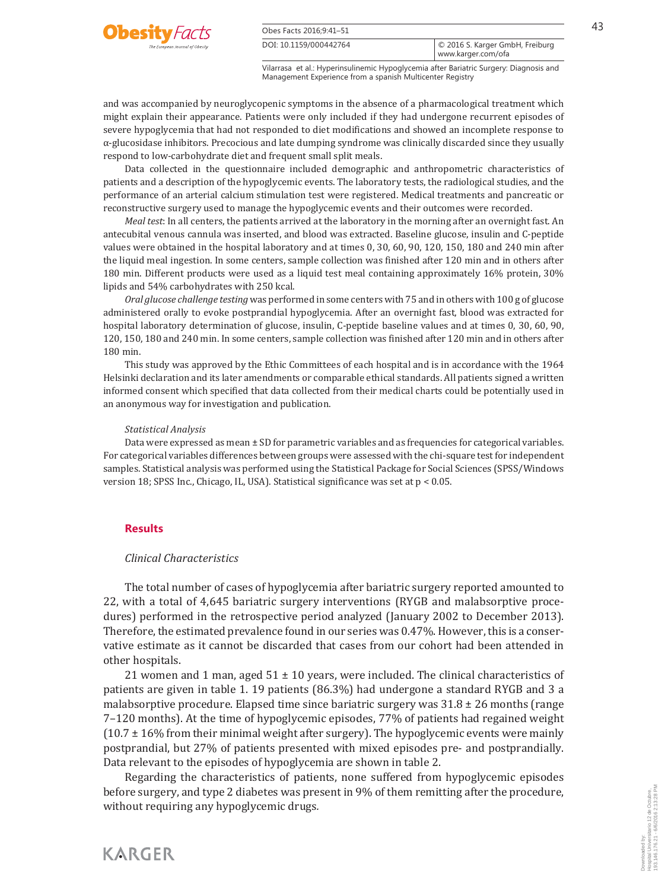and was accompanied by neuroglycopenic symptoms in the absence of a pharmacological treatment which might explain their appearance. Patients were only included if they had undergone recurrent episodes of severe hypoglycemia that had not responded to diet modifications and showed an incomplete response to α-glucosidase inhibitors. Precocious and late dumping syndrome was clinically discarded since they usually respond to low-carbohydrate diet and frequent small split meals.

Data collected in the questionnaire included demographic and anthropometric characteristics of patients and a description of the hypoglycemic events. The laboratory tests, the radiological studies, and the performance of an arterial calcium stimulation test were registered. Medical treatments and pancreatic or reconstructive surgery used to manage the hypoglycemic events and their outcomes were recorded.

*Meal test*: In all centers, the patients arrived at the laboratory in the morning after an overnight fast. An antecubital venous cannula was inserted, and blood was extracted. Baseline glucose, insulin and C-peptide values were obtained in the hospital laboratory and at times 0, 30, 60, 90, 120, 150, 180 and 240 min after the liquid meal ingestion. In some centers, sample collection was finished after 120 min and in others after 180 min. Different products were used as a liquid test meal containing approximately 16% protein, 30% lipids and 54% carbohydrates with 250 kcal.

*Oral glucose challenge testing* was performed in some centers with 75 and in others with 100 g of glucose administered orally to evoke postprandial hypoglycemia. After an overnight fast, blood was extracted for hospital laboratory determination of glucose, insulin, C-peptide baseline values and at times 0, 30, 60, 90, 120, 150, 180 and 240 min. In some centers, sample collection was finished after 120 min and in others after 180 min.

This study was approved by the Ethic Committees of each hospital and is in accordance with the 1964 Helsinki declaration and its later amendments or comparable ethical standards. All patients signed a written informed consent which specified that data collected from their medical charts could be potentially used in an anonymous way for investigation and publication.

### *Statistical Analysis*

Data were expressed as mean ± SD for parametric variables and as frequencies for categorical variables. For categorical variables differences between groups were assessed with the chi-square test for independent samples. Statistical analysis was performed using the Statistical Package for Social Sciences (SPSS/Windows version 18; SPSS Inc., Chicago, IL, USA). Statistical significance was set at $p < 0.05$.

## Results

### *Clinical Characteristics*

The total number of cases of hypoglycemia after bariatric surgery reported amounted to 22, with a total of 4,645 bariatric surgery interventions (RYGB and malabsorptive procedures) performed in the retrospective period analyzed (January 2002 to December 2013). Therefore, the estimated prevalence found in our series was 0.47%. However, this is a conservative estimate as it cannot be discarded that cases from our cohort had been attended in other hospitals.

21 women and 1 man, aged 51 ± 10 years, were included. The clinical characteristics of patients are given in table 1. 19 patients (86.3%) had undergone a standard RYGB and 3 a malabsorptive procedure. Elapsed time since bariatric surgery was 31.8 ± 26 months (range 7–120 months). At the time of hypoglycemic episodes, 77% of patients had regained weight (10.7 ± 16% from their minimal weight after surgery). The hypoglycemic events were mainly postprandial, but 27% of patients presented with mixed episodes pre- and postprandially. Data relevant to the episodes of hypoglycemia are shown in table 2.

Regarding the characteristics of patients, none suffered from hypoglycemic episodes before surgery, and type 2 diabetes was present in 9% of them remitting after the procedure, without requiring any hypoglycemic drugs.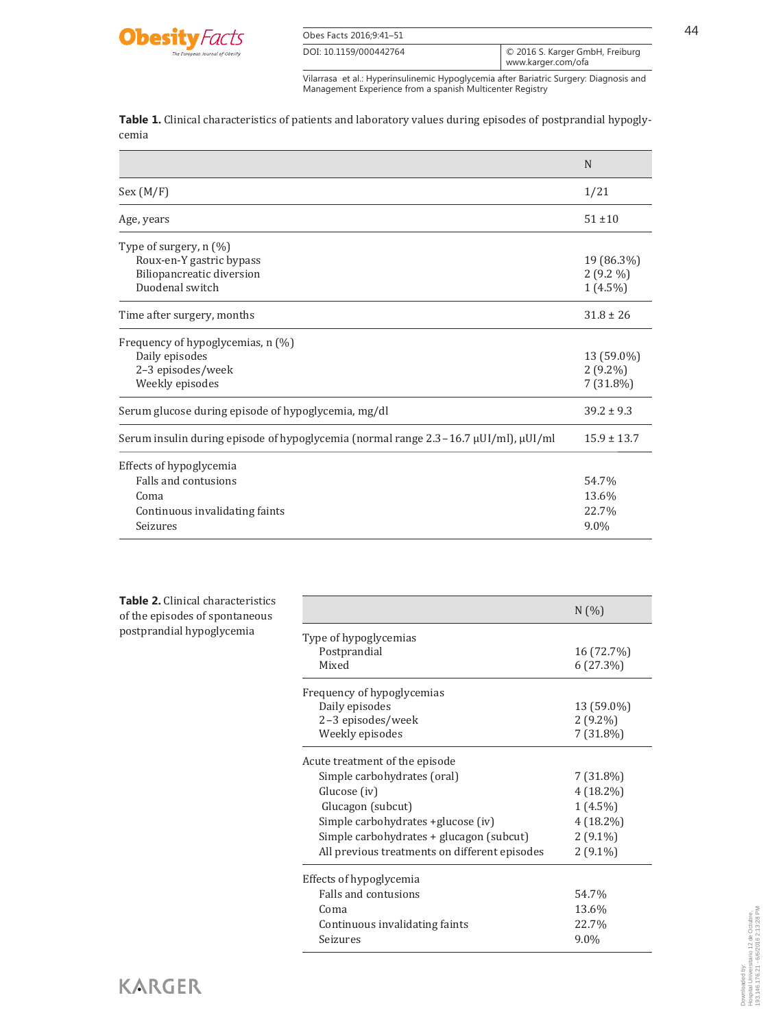**Table 1.** Clinical characteristics of patients and laboratory values during episodes of postprandial hypoglycemia

| | N |
|---|---|
| Sex (M/F) | 1/21 |
| Age, years | 51 ±10 |
| Type of surgery, n (%) | |
| Roux-en-Y gastric bypass | 19 (86.3%) |
| Biliopancreatic diversion | 2 (9.2 %) |
| Duodenal switch | 1 (4.5%) |
| Time after surgery, months | 31.8 ± 26 |
| Frequency of hypoglycemias, n (%) | |
| Daily episodes | 13 (59.0%) |
| 2–3 episodes/week | 2 (9.2%) |
| Weekly episodes | 7 (31.8%) |
| Serum glucose during episode of hypoglycemia, mg/dl | 39.2 ± 9.3 |
| Serum insulin during episode of hypoglycemia (normal range 2.3 – 16.7 μUI/ml), μUI/ml | 15.9 ± 13.7 |
| Effects of hypoglycemia | |
| Falls and contusions | 54.7% |
| Coma | 13.6% |
| Continuous invalidating faints | 22.7% |
| Seizures | 9.0% |

**Table 2.** Clinical characteristics of the episodes of spontaneous postprandial hypoglycemia

| | N (%) |
|---|---|
| Type of hypoglycemias | |
| Postprandial | 16 (72.7%) |
| Mixed | 6 (27.3%) |
| Frequency of hypoglycemias | |
| Daily episodes | 13 (59.0%) |
| 2 – 3 episodes/week | 2 (9.2%) |
| Weekly episodes | 7 (31.8%) |
| Acute treatment of the episode | |
| Simple carbohydrates (oral) | 7 (31.8%) |
| Glucose (iv) | 4 (18.2%) |
| Glucagon (subcut) | 1 (4.5%) |
| Simple carbohydrates +glucose (iv) | 4 (18.2%) |
| Simple carbohydrates + glucagon (subcut) | 2 (9.1%) |
| All previous treatments on different episodes | 2 (9.1%) |
| Effects of hypoglycemia | |
| Falls and contusions | 54.7% |
| Coma | 13.6% |
| Continuous invalidating faints | 22.7% |
| Seizures | 9.0% |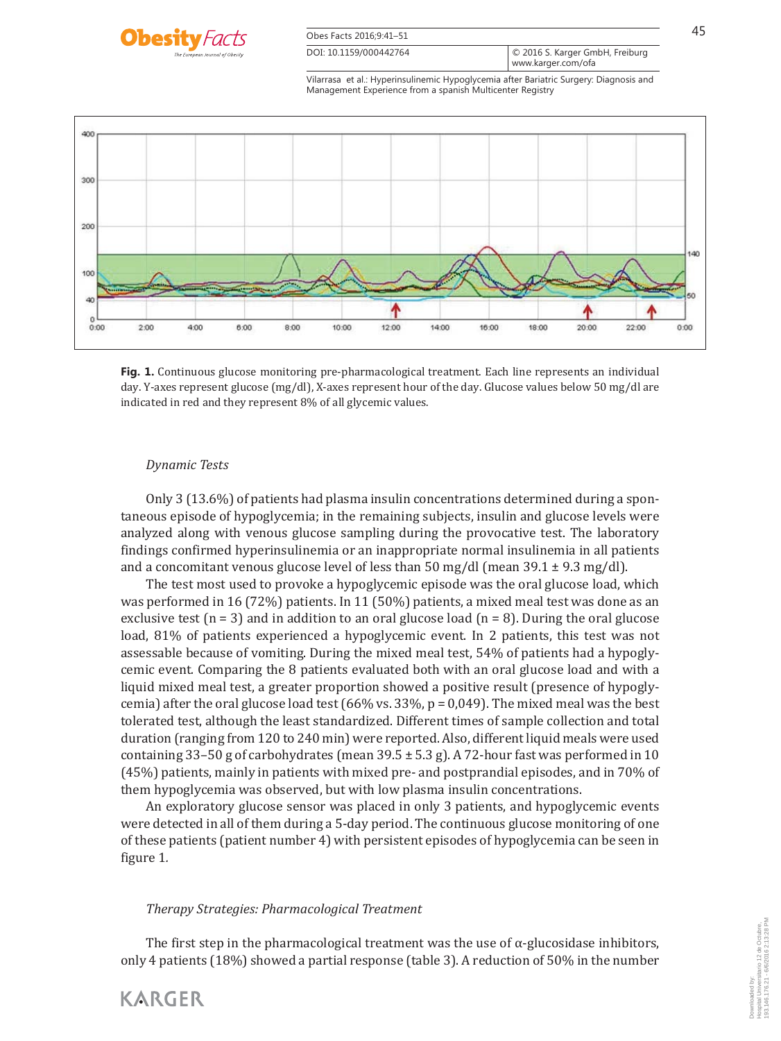**Fig. 1.** Continuous glucose monitoring pre-pharmacological treatment. Each line represents an individual day. Y-axes represent glucose (mg/dl), X-axes represent hour of the day. Glucose values below 50 mg/dl are indicated in red and they represent 8% of all glycemic values.

### *Dynamic Tests*

Only 3 (13.6%) of patients had plasma insulin concentrations determined during a spontaneous episode of hypoglycemia; in the remaining subjects, insulin and glucose levels were analyzed along with venous glucose sampling during the provocative test. The laboratory findings confirmed hyperinsulinemia or an inappropriate normal insulinemia in all patients and a concomitant venous glucose level of less than 50 mg/dl (mean 39.1 ± 9.3 mg/dl).

The test most used to provoke a hypoglycemic episode was the oral glucose load, which was performed in 16 (72%) patients. In 11 (50%) patients, a mixed meal test was done as an exclusive test (n = 3) and in addition to an oral glucose load (n = 8). During the oral glucose load, 81% of patients experienced a hypoglycemic event. In 2 patients, this test was not assessable because of vomiting. During the mixed meal test, 54% of patients had a hypoglycemic event. Comparing the 8 patients evaluated both with an oral glucose load and with a liquid mixed meal test, a greater proportion showed a positive result (presence of hypoglycemia) after the oral glucose load test (66% vs. 33%, p = 0,049). The mixed meal was the best tolerated test, although the least standardized. Different times of sample collection and total duration (ranging from 120 to 240 min) were reported. Also, different liquid meals were used containing 33–50 g of carbohydrates (mean 39.5 ± 5.3 g). A 72-hour fast was performed in 10 (45%) patients, mainly in patients with mixed pre- and postprandial episodes, and in 70% of them hypoglycemia was observed, but with low plasma insulin concentrations.

An exploratory glucose sensor was placed in only 3 patients, and hypoglycemic events were detected in all of them during a 5-day period. The continuous glucose monitoring of one of these patients (patient number 4) with persistent episodes of hypoglycemia can be seen in figure 1.

### *Therapy Strategies: Pharmacological Treatment*

The first step in the pharmacological treatment was the use of α-glucosidase inhibitors, only 4 patients (18%) showed a partial response (table 3). A reduction of 50% in the number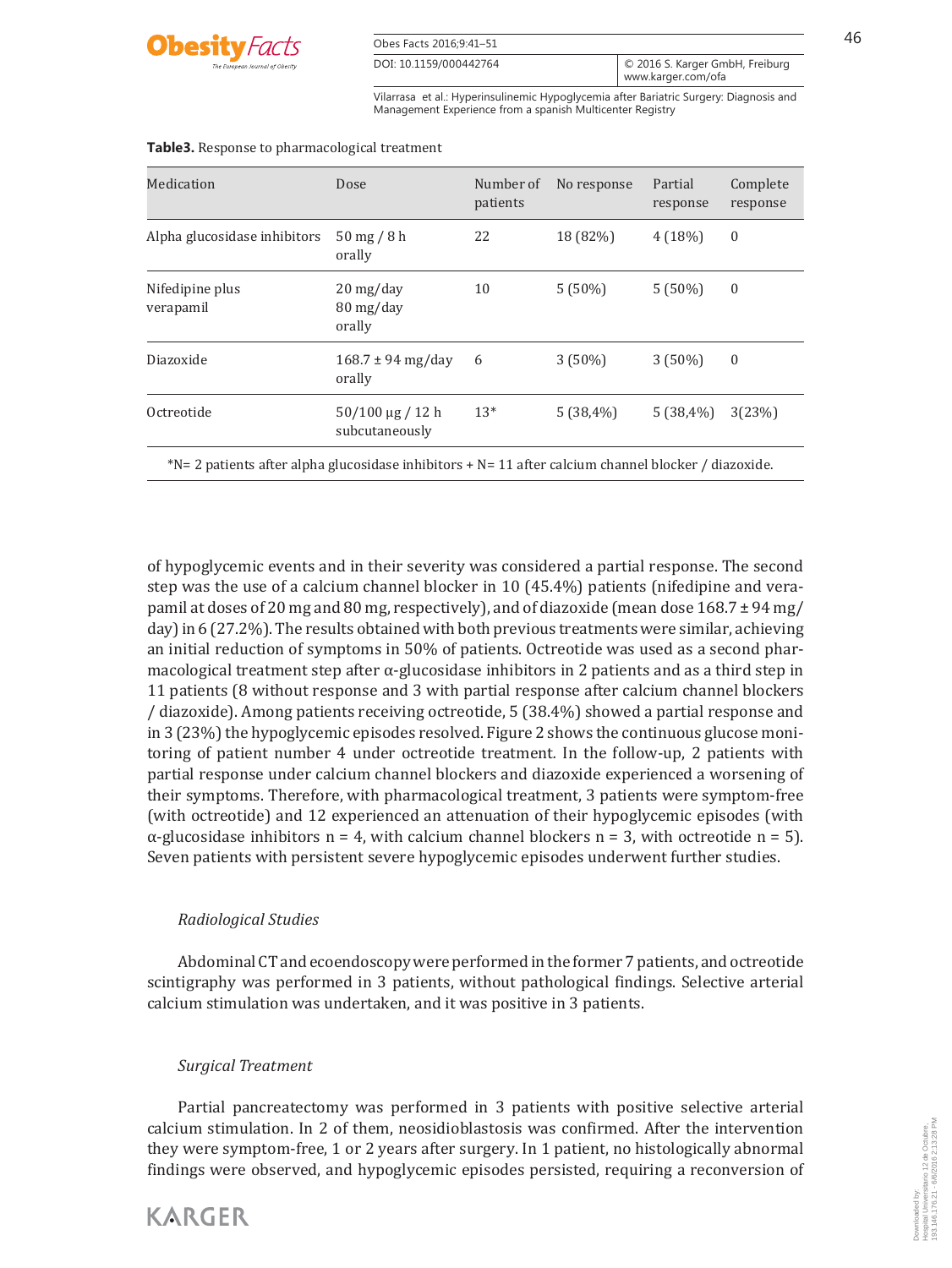**Table3.** Response to pharmacological treatment

| Medication | Dose | Number of patients | No response | Partial response | Complete response |
|---|---|---|---|---|---|
| Alpha glucosidase inhibitors | 50 mg / 8 h orally | 22 | 18 (82%) | 4 (18%) | 0 |
| Nifedipine plus verapamil | 20 mg/day 80 mg/day orally | 10 | 5 (50%) | 5 (50%) | 0 |
| Diazoxide | 168.7 ± 94 mg/day orally | 6 | 3 (50%) | 3 (50%) | 0 |
| Octreotide | 50/100 µg / 12 h subcutaneously | 13* | 5 (38,4%) | 5 (38,4%) | 3(23%) |

*N= 2 patients after alpha glucosidase inhibitors + N= 11 after calcium channel blocker / diazoxide.

of hypoglycemic events and in their severity was considered a partial response. The second step was the use of a calcium channel blocker in 10 (45.4%) patients (nifedipine and verapamil at doses of 20 mg and 80 mg, respectively), and of diazoxide (mean dose 168.7 ± 94 mg/day) in 6 (27.2%). The results obtained with both previous treatments were similar, achieving an initial reduction of symptoms in 50% of patients. Octreotide was used as a second pharmacological treatment step after α-glucosidase inhibitors in 2 patients and as a third step in 11 patients (8 without response and 3 with partial response after calcium channel blockers / diazoxide). Among patients receiving octreotide, 5 (38.4%) showed a partial response and in 3 (23%) the hypoglycemic episodes resolved. Figure 2 shows the continuous glucose monitoring of patient number 4 under octreotide treatment. In the follow-up, 2 patients with partial response under calcium channel blockers and diazoxide experienced a worsening of their symptoms. Therefore, with pharmacological treatment, 3 patients were symptom-free (with octreotide) and 12 experienced an attenuation of their hypoglycemic episodes (with α-glucosidase inhibitors n = 4, with calcium channel blockers n = 3, with octreotide n = 5). Seven patients with persistent severe hypoglycemic episodes underwent further studies.

### *Radiological Studies*

Abdominal CT and ecoendoscopy were performed in the former 7 patients, and octreotide scintigraphy was performed in 3 patients, without pathological findings. Selective arterial calcium stimulation was undertaken, and it was positive in 3 patients.

### *Surgical Treatment*

Partial pancreatectomy was performed in 3 patients with positive selective arterial calcium stimulation. In 2 of them, neosidioblastosis was confirmed. After the intervention they were symptom-free, 1 or 2 years after surgery. In 1 patient, no histologically abnormal findings were observed, and hypoglycemic episodes persisted, requiring a reconversion of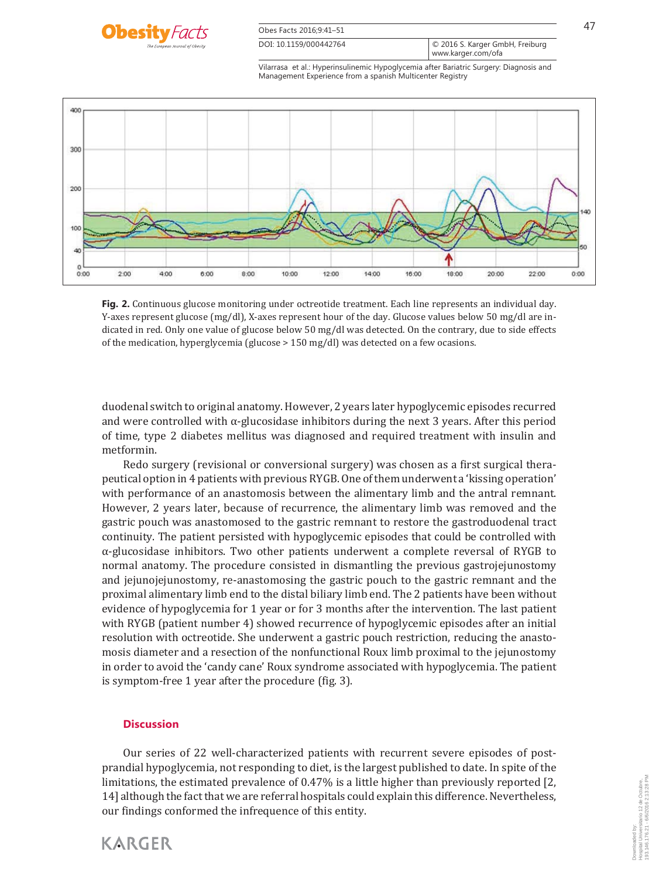**Fig. 2.** Continuous glucose monitoring under octreotide treatment. Each line represents an individual day. Y-axes represent glucose (mg/dl), X-axes represent hour of the day. Glucose values below 50 mg/dl are indicated in red. Only one value of glucose below 50 mg/dl was detected. On the contrary, due to side effects of the medication, hyperglycemia (glucose > 150 mg/dl) was detected on a few ocasions.

duodenal switch to original anatomy. However, 2 years later hypoglycemic episodes recurred and were controlled with α-glucosidase inhibitors during the next 3 years. After this period of time, type 2 diabetes mellitus was diagnosed and required treatment with insulin and metformin.

Redo surgery (revisional or conversional surgery) was chosen as a first surgical therapeutical option in 4 patients with previous RYGB. One of them underwent a 'kissing operation' with performance of an anastomosis between the alimentary limb and the antral remnant. However, 2 years later, because of recurrence, the alimentary limb was removed and the gastric pouch was anastomosed to the gastric remnant to restore the gastroduodenal tract continuity. The patient persisted with hypoglycemic episodes that could be controlled with α-glucosidase inhibitors. Two other patients underwent a complete reversal of RYGB to normal anatomy. The procedure consisted in dismantling the previous gastrojejunostomy and jejunojejunostomy, re-anastomosing the gastric pouch to the gastric remnant and the proximal alimentary limb end to the distal biliary limb end. The 2 patients have been without evidence of hypoglycemia for 1 year or for 3 months after the intervention. The last patient with RYGB (patient number 4) showed recurrence of hypoglycemic episodes after an initial resolution with octreotide. She underwent a gastric pouch restriction, reducing the anastomosis diameter and a resection of the nonfunctional Roux limb proximal to the jejunostomy in order to avoid the 'candy cane' Roux syndrome associated with hypoglycemia. The patient is symptom-free 1 year after the procedure (fig. 3).

## Discussion

Our series of 22 well-characterized patients with recurrent severe episodes of postprandial hypoglycemia, not responding to diet, is the largest published to date. In spite of the limitations, the estimated prevalence of 0.47% is a little higher than previously reported [2, 14] although the fact that we are referral hospitals could explain this difference. Nevertheless, our findings conformed the infrequence of this entity.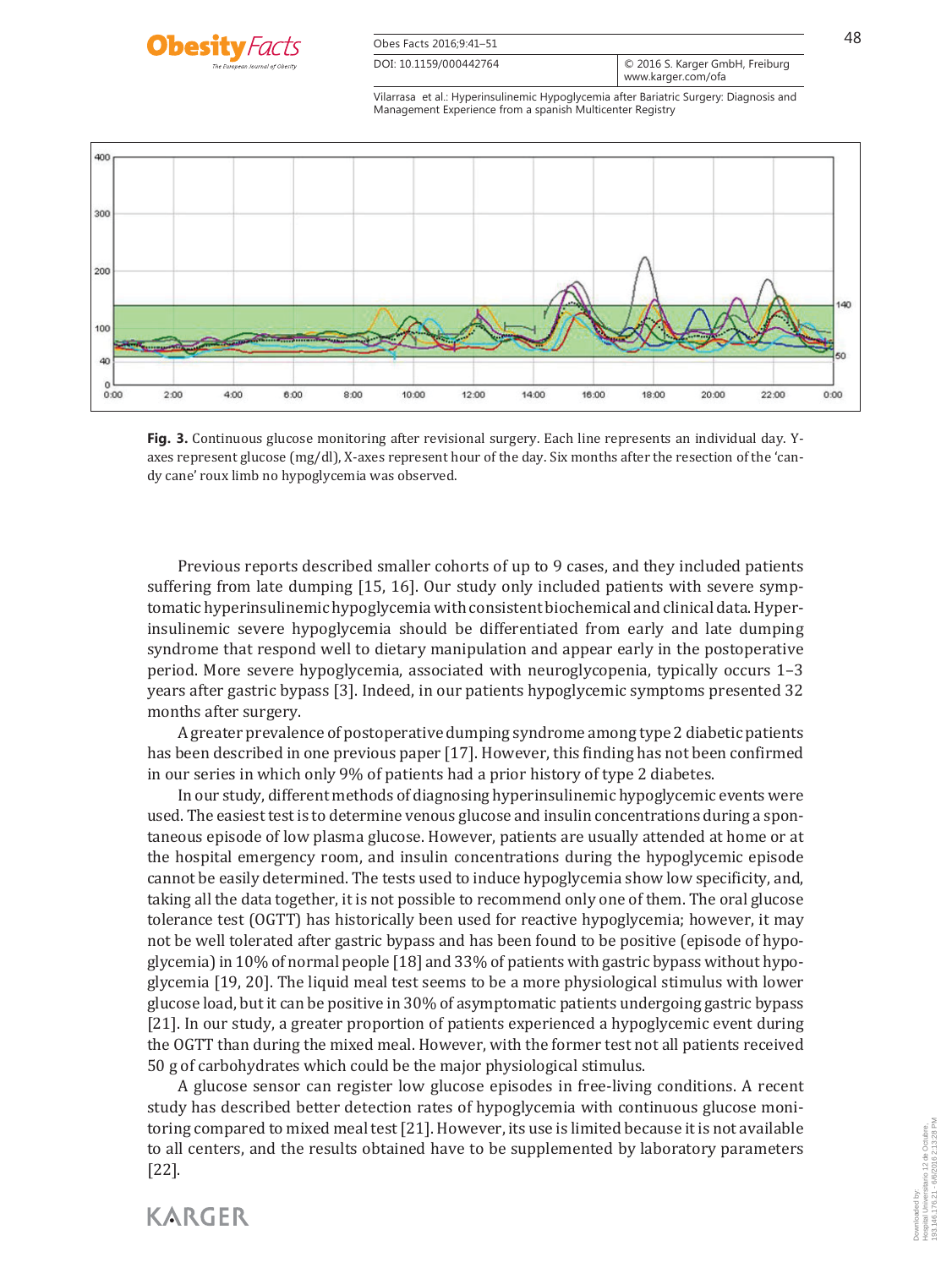**Fig. 3.** Continuous glucose monitoring after revisional surgery. Each line represents an individual day. Y-axes represent glucose (mg/dl), X-axes represent hour of the day. Six months after the resection of the 'candy cane' roux limb no hypoglycemia was observed.

Previous reports described smaller cohorts of up to 9 cases, and they included patients suffering from late dumping [15, 16]. Our study only included patients with severe symptomatic hyperinsulinemic hypoglycemia with consistent biochemical and clinical data. Hyperinsulinemic severe hypoglycemia should be differentiated from early and late dumping syndrome that respond well to dietary manipulation and appear early in the postoperative period. More severe hypoglycemia, associated with neuroglycopenia, typically occurs 1–3 years after gastric bypass [3]. Indeed, in our patients hypoglycemic symptoms presented 32 months after surgery.

A greater prevalence of postoperative dumping syndrome among type 2 diabetic patients has been described in one previous paper [17]. However, this finding has not been confirmed in our series in which only 9% of patients had a prior history of type 2 diabetes.

In our study, different methods of diagnosing hyperinsulinemic hypoglycemic events were used. The easiest test is to determine venous glucose and insulin concentrations during a spontaneous episode of low plasma glucose. However, patients are usually attended at home or at the hospital emergency room, and insulin concentrations during the hypoglycemic episode cannot be easily determined. The tests used to induce hypoglycemia show low specificity, and, taking all the data together, it is not possible to recommend only one of them. The oral glucose tolerance test (OGTT) has historically been used for reactive hypoglycemia; however, it may not be well tolerated after gastric bypass and has been found to be positive (episode of hypoglycemia) in 10% of normal people [18] and 33% of patients with gastric bypass without hypoglycemia [19, 20]. The liquid meal test seems to be a more physiological stimulus with lower glucose load, but it can be positive in 30% of asymptomatic patients undergoing gastric bypass [21]. In our study, a greater proportion of patients experienced a hypoglycemic event during the OGTT than during the mixed meal. However, with the former test not all patients received 50 g of carbohydrates which could be the major physiological stimulus.

A glucose sensor can register low glucose episodes in free-living conditions. A recent study has described better detection rates of hypoglycemia with continuous glucose monitoring compared to mixed meal test [21]. However, its use is limited because it is not available to all centers, and the results obtained have to be supplemented by laboratory parameters [22].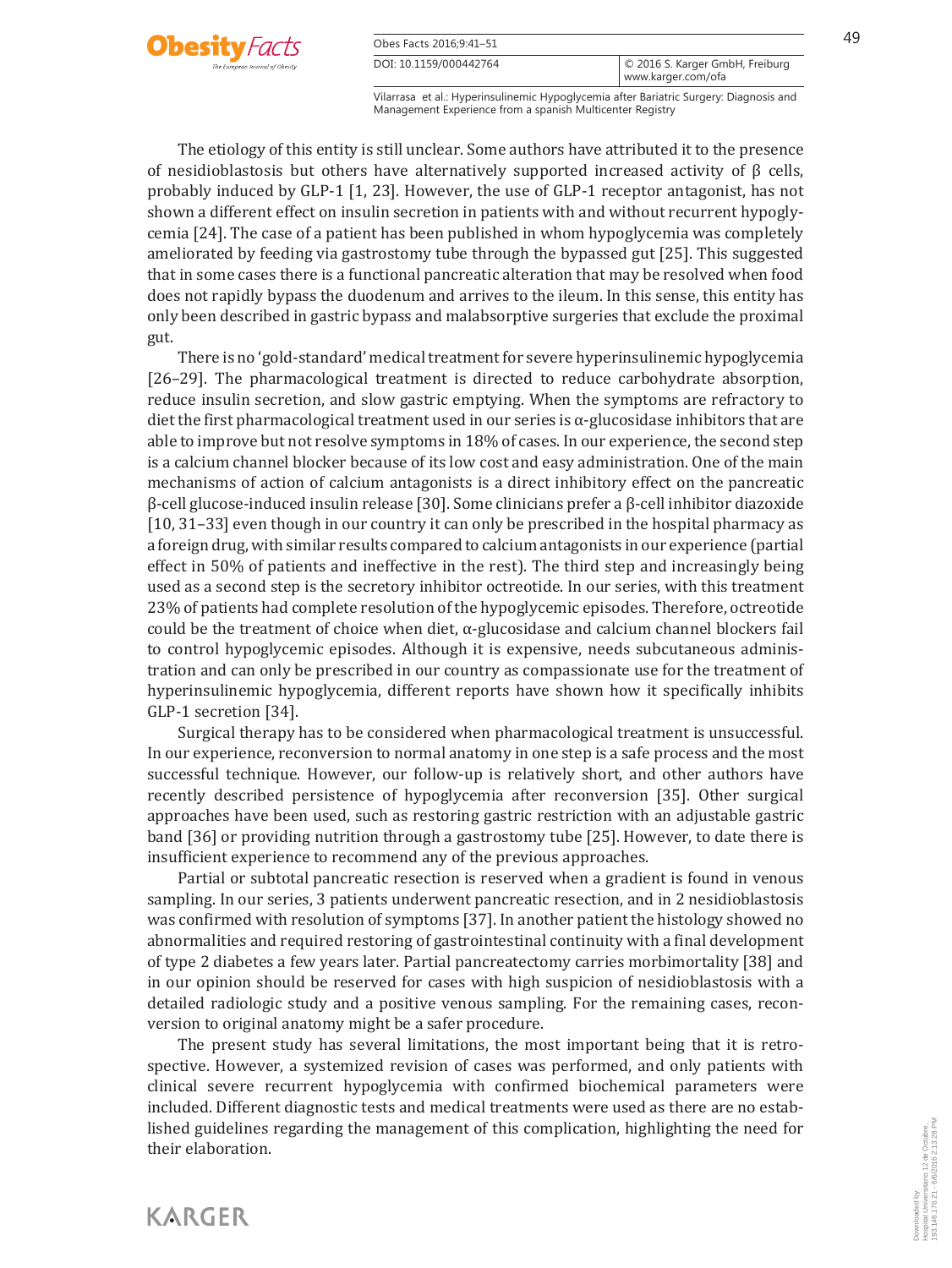The etiology of this entity is still unclear. Some authors have attributed it to the presence of nesidioblastosis but others have alternatively supported increased activity of β cells, probably induced by GLP-1 [1, 23]. However, the use of GLP-1 receptor antagonist, has not shown a different effect on insulin secretion in patients with and without recurrent hypoglycemia [24]. The case of a patient has been published in whom hypoglycemia was completely ameliorated by feeding via gastrostomy tube through the bypassed gut [25]. This suggested that in some cases there is a functional pancreatic alteration that may be resolved when food does not rapidly bypass the duodenum and arrives to the ileum. In this sense, this entity has only been described in gastric bypass and malabsorptive surgeries that exclude the proximal gut.

There is no 'gold-standard' medical treatment for severe hyperinsulinemic hypoglycemia [26–29]. The pharmacological treatment is directed to reduce carbohydrate absorption, reduce insulin secretion, and slow gastric emptying. When the symptoms are refractory to diet the first pharmacological treatment used in our series is α-glucosidase inhibitors that are able to improve but not resolve symptoms in 18% of cases. In our experience, the second step is a calcium channel blocker because of its low cost and easy administration. One of the main mechanisms of action of calcium antagonists is a direct inhibitory effect on the pancreatic β-cell glucose-induced insulin release [30]. Some clinicians prefer a β-cell inhibitor diazoxide [10, 31–33] even though in our country it can only be prescribed in the hospital pharmacy as a foreign drug, with similar results compared to calcium antagonists in our experience (partial effect in 50% of patients and ineffective in the rest). The third step and increasingly being used as a second step is the secretory inhibitor octreotide. In our series, with this treatment 23% of patients had complete resolution of the hypoglycemic episodes. Therefore, octreotide could be the treatment of choice when diet, α-glucosidase and calcium channel blockers fail to control hypoglycemic episodes. Although it is expensive, needs subcutaneous administration and can only be prescribed in our country as compassionate use for the treatment of hyperinsulinemic hypoglycemia, different reports have shown how it specifically inhibits GLP-1 secretion [34].

Surgical therapy has to be considered when pharmacological treatment is unsuccessful. In our experience, reconversion to normal anatomy in one step is a safe process and the most successful technique. However, our follow-up is relatively short, and other authors have recently described persistence of hypoglycemia after reconversion [35]. Other surgical approaches have been used, such as restoring gastric restriction with an adjustable gastric band [36] or providing nutrition through a gastrostomy tube [25]. However, to date there is insufficient experience to recommend any of the previous approaches.

Partial or subtotal pancreatic resection is reserved when a gradient is found in venous sampling. In our series, 3 patients underwent pancreatic resection, and in 2 nesidioblastosis was confirmed with resolution of symptoms [37]. In another patient the histology showed no abnormalities and required restoring of gastrointestinal continuity with a final development of type 2 diabetes a few years later. Partial pancreatectomy carries morbimortality [38] and in our opinion should be reserved for cases with high suspicion of nesidioblastosis with a detailed radiologic study and a positive venous sampling. For the remaining cases, reconversion to original anatomy might be a safer procedure.

The present study has several limitations, the most important being that it is retrospective. However, a systemized revision of cases was performed, and only patients with clinical severe recurrent hypoglycemia with confirmed biochemical parameters were included. Different diagnostic tests and medical treatments were used as there are no established guidelines regarding the management of this complication, highlighting the need for their elaboration.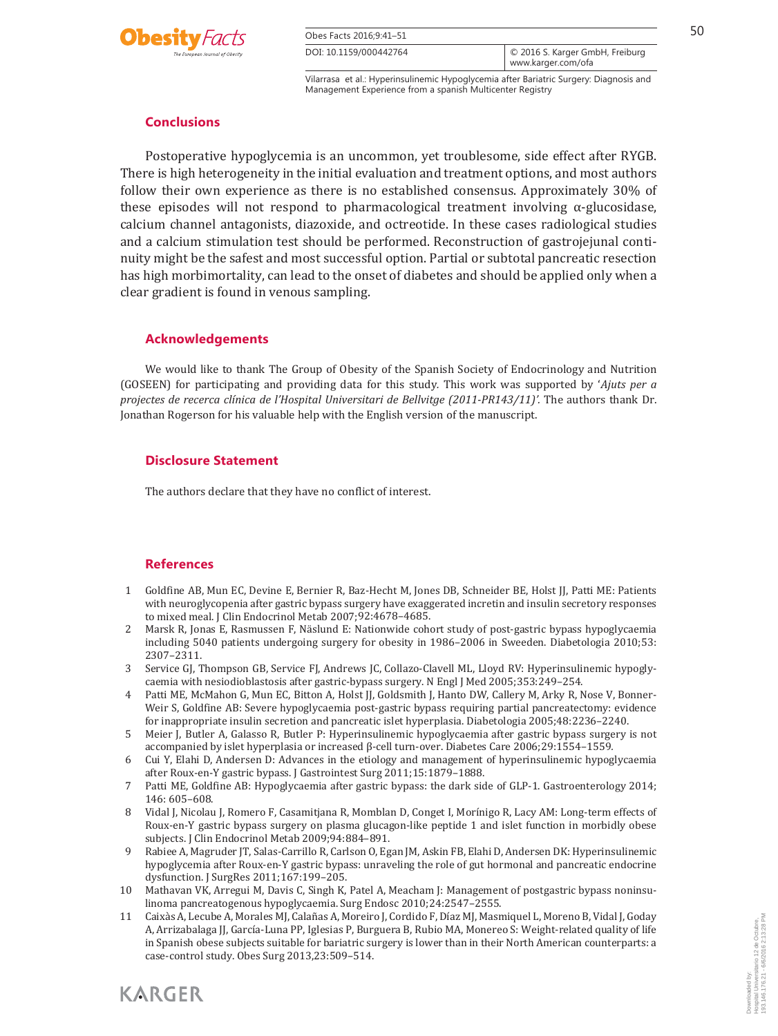## Conclusions

Postoperative hypoglycemia is an uncommon, yet troublesome, side effect after RYGB. There is high heterogeneity in the initial evaluation and treatment options, and most authors follow their own experience as there is no established consensus. Approximately 30% of these episodes will not respond to pharmacological treatment involving α-glucosidase, calcium channel antagonists, diazoxide, and octreotide. In these cases radiological studies and a calcium stimulation test should be performed. Reconstruction of gastrojejunal continuity might be the safest and most successful option. Partial or subtotal pancreatic resection has high morbimortality, can lead to the onset of diabetes and should be applied only when a clear gradient is found in venous sampling.

## Acknowledgements

We would like to thank The Group of Obesity of the Spanish Society of Endocrinology and Nutrition (GOSEEN) for participating and providing data for this study. This work was supported by '*Ajuts per a projectes de recerca clínica de l'Hospital Universitari de Bellvitge (2011-PR143/11)'*. The authors thank Dr. Jonathan Rogerson for his valuable help with the English version of the manuscript.

## Disclosure Statement

The authors declare that they have no conflict of interest.

## References

1. Goldfine AB, Mun EC, Devine E, Bernier R, Baz-Hecht M, Jones DB, Schneider BE, Holst JJ, Patti ME: Patients with neuroglycopenia after gastric bypass surgery have exaggerated incretin and insulin secretory responses to mixed meal. J Clin Endocrinol Metab 2007;92:4678–4685.
2. Marsk R, Jonas E, Rasmussen F, Näslund E: Nationwide cohort study of post-gastric bypass hypoglycaemia including 5040 patients undergoing surgery for obesity in 1986–2006 in Sweeden. Diabetologia 2010;53: 2307–2311.
3. Service GJ, Thompson GB, Service FJ, Andrews JC, Collazo-Clavell ML, Lloyd RV: Hyperinsulinemic hypoglycaemia with nesiodioblastosis after gastric-bypass surgery. N Engl J Med 2005;353:249–254.
4. Patti ME, McMahon G, Mun EC, Bitton A, Holst JJ, Goldsmith J, Hanto DW, Callery M, Arky R, Nose V, Bonner-Weir S, Goldfine AB: Severe hypoglycaemia post-gastric bypass requiring partial pancreatectomy: evidence for inappropriate insulin secretion and pancreatic islet hyperplasia. Diabetologia 2005;48:2236–2240.
5. Meier J, Butler A, Galasso R, Butler P: Hyperinsulinemic hypoglycaemia after gastric bypass surgery is not accompanied by islet hyperplasia or increased β-cell turn-over. Diabetes Care 2006;29:1554–1559.
6. Cui Y, Elahi D, Andersen D: Advances in the etiology and management of hyperinsulinemic hypoglycaemia after Roux-en-Y gastric bypass. J Gastrointest Surg 2011;15:1879–1888.
7. Patti ME, Goldfine AB: Hypoglycaemia after gastric bypass: the dark side of GLP-1. Gastroenterology 2014; 146: 605–608.
8. Vidal J, Nicolau J, Romero F, Casamitjana R, Momblan D, Conget I, Morínigo R, Lacy AM: Long-term effects of Roux-en-Y gastric bypass surgery on plasma glucagon-like peptide 1 and islet function in morbidly obese subjects. J Clin Endocrinol Metab 2009;94:884–891.
9. Rabiee A, Magruder JT, Salas-Carrillo R, Carlson O, Egan JM, Askin FB, Elahi D, Andersen DK: Hyperinsulinemic hypoglycemia after Roux-en-Y gastric bypass: unraveling the role of gut hormonal and pancreatic endocrine dysfunction. J SurgRes 2011;167:199–205.
10. Mathavan VK, Arregui M, Davis C, Singh K, Patel A, Meacham J: Management of postgastric bypass noninsulinoma pancreatogenous hypoglycaemia. Surg Endosc 2010;24:2547–2555.
11. Caixàs A, Lecube A, Morales MJ, Calañas A, Moreiro J, Cordido F, Díaz MJ, Masmiquel L, Moreno B, Vidal J, Goday A, Arrizabalaga JJ, García-Luna PP, Iglesias P, Burguera B, Rubio MA, Monereo S: Weight-related quality of life in Spanish obese subjects suitable for bariatric surgery is lower than in their North American counterparts: a case-control study. Obes Surg 2013,23:509–514.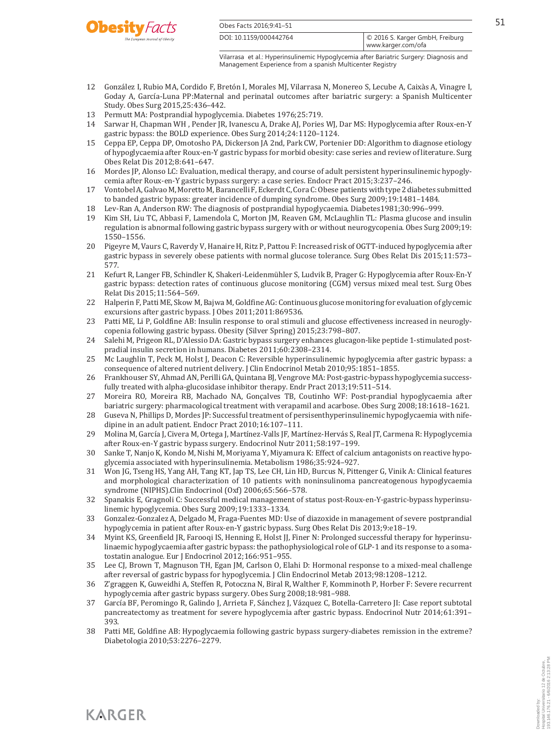12 González I, Rubio MA, Cordido F, Bretón I, Morales MJ, Vilarrasa N, Monereo S, Lecube A, Caixàs A, Vinagre I, Goday A, García-Luna PP:Maternal and perinatal outcomes after bariatric surgery: a Spanish Multicenter Study. Obes Surg 2015,25:436–442.

13 Permutt MA: Postprandial hypoglycemia. Diabetes 1976;25:719.

14 Sarwar H, Chapman WH , Pender JR, Ivanescu A, Drake AJ, Pories WJ, Dar MS: Hypoglycemia after Roux-en-Y gastric bypass: the BOLD experience. Obes Surg 2014;24:1120–1124.

15 Ceppa EP, Ceppa DP, Omotosho PA, Dickerson JA 2nd, Park CW, Portenier DD: Algorithm to diagnose etiology of hypoglycaemia after Roux-en-Y gastric bypass for morbid obesity: case series and review of literature. Surg Obes Relat Dis 2012;8:641–647.

16 Mordes JP, Alonso LC: Evaluation, medical therapy, and course of adult persistent hyperinsulinemic hypoglycemia after Roux-en-Y gastric bypass surgery: a case series. Endocr Pract 2015;3:237–246.

17 Vontobel A, Galvao M, Moretto M, Barancelli F, Eckerdt C, Cora C: Obese patients with type 2 diabetes submitted to banded gastric bypass: greater incidence of dumping syndrome. Obes Surg 2009;19:1481–1484.

18 Lev-Ran A, Anderson RW: The diagnosis of postprandial hypoglycaemia. Diabetes1981;30:996–999.

19 Kim SH, Liu TC, Abbasi F, Lamendola C, Morton JM, Reaven GM, McLaughlin TL: Plasma glucose and insulin regulation is abnormal following gastric bypass surgery with or without neurogycopenia. Obes Surg 2009;19: 1550–1556.

20 Pigeyre M, Vaurs C, Raverdy V, Hanaire H, Ritz P, Pattou F: Increased risk of OGTT-induced hypoglycemia after gastric bypass in severely obese patients with normal glucose tolerance. Surg Obes Relat Dis 2015;11:573–577.

21 Kefurt R, Langer FB, Schindler K, Shakeri-Leidenmühler S, Ludvik B, Prager G: Hypoglycemia after Roux-En-Y gastric bypass: detection rates of continuous glucose monitoring (CGM) versus mixed meal test. Surg Obes Relat Dis 2015;11:564–569.

22 Halperin F, Patti ME, Skow M, Bajwa M, Goldfine AG: Continuous glucose monitoring for evaluation of glycemic excursions after gastric bypass. J Obes 2011;2011:869536.

23 Patti ME, Li P, Goldfine AB: Insulin response to oral stimuli and glucose effectiveness increased in neuroglycopenia following gastric bypass. Obesity (Silver Spring) 2015;23:798–807.

24 Salehi M, Prigeon RL, D'Alessio DA: Gastric bypass surgery enhances glucagon-like peptide 1-stimulated postpradial insulin secretion in humans. Diabetes 2011;60:2308–2314.

25 Mc Laughlin T, Peck M, Holst J, Deacon C: Reversible hyperinsulinemic hypoglycemia after gastric bypass: a consequence of altered nutrient delivery. J Clin Endocrinol Metab 2010;95:1851–1855.

26 Frankhouser SY, Ahmad AN, Perilli GA, Quintana BJ, Vengrove MA: Post-gastric-bypass hypoglycemia successfully treated with alpha-glucosidase inhibitor therapy. Endr Pract 2013;19:511–514.

27 Moreira RO, Moreira RB, Machado NA, Gonçalves TB, Coutinho WF: Post-prandial hypoglycaemia after bariatric surgery: pharmacological treatment with verapamil and acarbose. Obes Surg 2008;18:1618–1621.

28 Guseva N, Phillips D, Mordes JP: Successful treatment of persisenthyperinsulinemic hypoglycaemia with nifedipine in an adult patient. Endocr Pract 2010;16:107–111.

29 Molina M, García J, Civera M, Ortega J, Martínez-Valls JF, Martínez-Hervás S, Real JT, Carmena R: Hypoglycemia after Roux-en-Y gastric bypass surgery. Endocrinol Nutr 2011;58:197–199.

30 Sanke T, Nanjo K, Kondo M, Nishi M, Moriyama Y, Miyamura K: Effect of calcium antagonists on reactive hypoglycemia associated with hyperinsulinemia. Metabolism 1986;35:924–927.

31 Won JG, Tseng HS, Yang AH, Tang KT, Jap TS, Lee CH, Lin HD, Burcus N, Pittenger G, Vinik A: Clinical features and morphological characterization of 10 patients with noninsulinoma pancreatogenous hypoglycaemia syndrome (NIPHS).Clin Endocrinol (Oxf) 2006;65:566–578.

32 Spanakis E, Gragnoli C: Successful medical management of status post-Roux-en-Y-gastric-bypass hyperinsulinemic hypoglycemia. Obes Surg 2009;19:1333–1334.

33 Gonzalez-Gonzalez A, Delgado M, Fraga-Fuentes MD: Use of diazoxide in management of severe postprandial hypoglycemia in patient after Roux-en-Y gastric bypass. Surg Obes Relat Dis 2013;9:e18–19.

34 Myint KS, Greenfield JR, Farooqi IS, Henning E, Holst JJ, Finer N: Prolonged successful therapy for hyperinsulinaemic hypoglycaemia after gastric bypass: the pathophysiological role of GLP-1 and its response to a somatostatin analogue. Eur J Endocrinol 2012;166:951–955.

35 Lee CJ, Brown T, Magnuson TH, Egan JM, Carlson O, Elahi D: Hormonal response to a mixed-meal challenge after reversal of gastric bypass for hypoglycemia. J Clin Endocrinol Metab 2013;98:1208–1212.

36 Z'graggen K, Guweidhi A, Steffen R, Potoczna N, Biral R, Walther F, Komminoth P, Horber F: Severe recurrent hypoglycemia after gastric bypass surgery. Obes Surg 2008;18:981–988.

37 García BF, Peromingo R, Galindo J, Arrieta F, Sánchez J, Vázquez C, Botella-Carretero JI: Case report subtotal pancreatectomy as treatment for severe hypoglycemia after gastric bypass. Endocrinol Nutr 2014;61:391–393.

38 Patti ME, Goldfine AB: Hypoglycaemia following gastric bypass surgery-diabetes remission in the extreme? Diabetologia 2010;53:2276–2279.